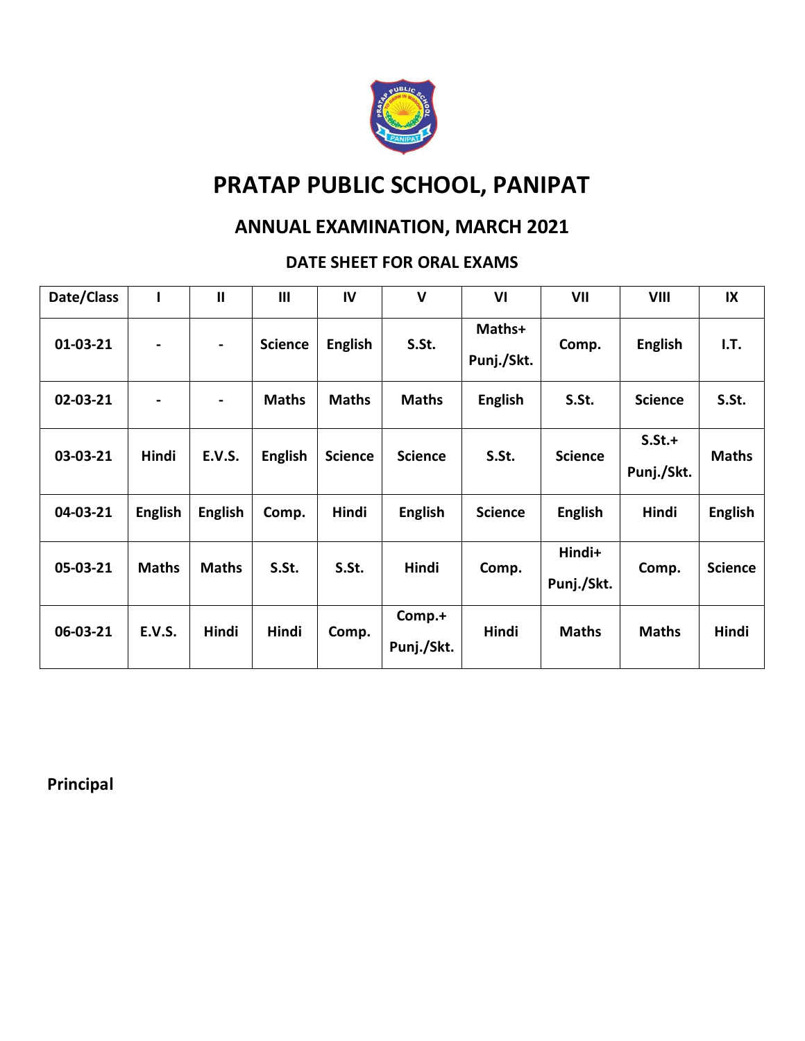# PRATAP PUBLIC SCHOOL, PANIPAT

## ANNUAL EXAMINATION, MARCH 2021

### DATE SHEET FOR ORAL EXAMS

| Date/Class | I | II | III | IV | V | VI | VII | VIII | IX |
|---|---|---|---|---|---|---|---|---|---|
| 01-03-21 | - | - | Science | English | S.St. | Maths+ Punj./Skt. | Comp. | English | I.T. |
| 02-03-21 | - | - | Maths | Maths | Maths | English | S.St. | Science | S.St. |
| 03-03-21 | Hindi | E.V.S. | English | Science | Science | S.St. | Science | S.St.+ Punj./Skt. | Maths |
| 04-03-21 | English | English | Comp. | Hindi | English | Science | English | Hindi | English |
| 05-03-21 | Maths | Maths | S.St. | S.St. | Hindi | Comp. | Hindi+ Punj./Skt. | Comp. | Science |
| 06-03-21 | E.V.S. | Hindi | Hindi | Comp. | Comp.+ Punj./Skt. | Hindi | Maths | Maths | Hindi |

**Principal**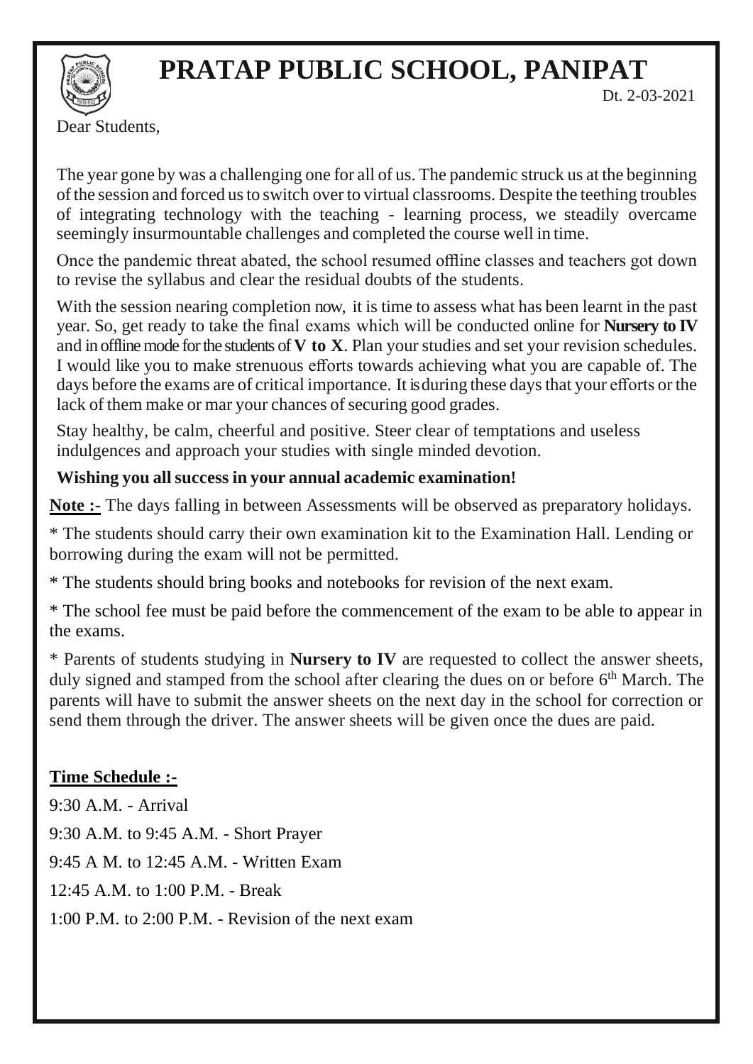# PRATAP PUBLIC SCHOOL, PANIPAT

Dt. 2-03-2021

Dear Students,

The year gone by was a challenging one for all of us. The pandemic struck us at the beginning of the session and forced us to switch over to virtual classrooms. Despite the teething troubles of integrating technology with the teaching - learning process, we steadily overcame seemingly insurmountable challenges and completed the course well in time.

Once the pandemic threat abated, the school resumed offline classes and teachers got down to revise the syllabus and clear the residual doubts of the students.

With the session nearing completion now, it is time to assess what has been learnt in the past year. So, get ready to take the final exams which will be conducted online for **Nursery to IV** and in offline mode for the students of **V to X**. Plan your studies and set your revision schedules. I would like you to make strenuous efforts towards achieving what you are capable of. The days before the exams are of critical importance. It is during these days that your efforts or the lack of them make or mar your chances of securing good grades.

Stay healthy, be calm, cheerful and positive. Steer clear of temptations and useless indulgences and approach your studies with single minded devotion.

**Wishing you all success in your annual academic examination!**

**Note :-** The days falling in between Assessments will be observed as preparatory holidays.

* The students should carry their own examination kit to the Examination Hall. Lending or borrowing during the exam will not be permitted.

* The students should bring books and notebooks for revision of the next exam.

* The school fee must be paid before the commencement of the exam to be able to appear in the exams.

* Parents of students studying in **Nursery to IV** are requested to collect the answer sheets, duly signed and stamped from the school after clearing the dues on or before 6th March. The parents will have to submit the answer sheets on the next day in the school for correction or send them through the driver. The answer sheets will be given once the dues are paid.

**Time Schedule :-**

9:30 A.M. - Arrival

9:30 A.M. to 9:45 A.M. - Short Prayer

9:45 A M. to 12:45 A.M. - Written Exam

12:45 A.M. to 1:00 P.M. - Break

1:00 P.M. to 2:00 P.M. - Revision of the next exam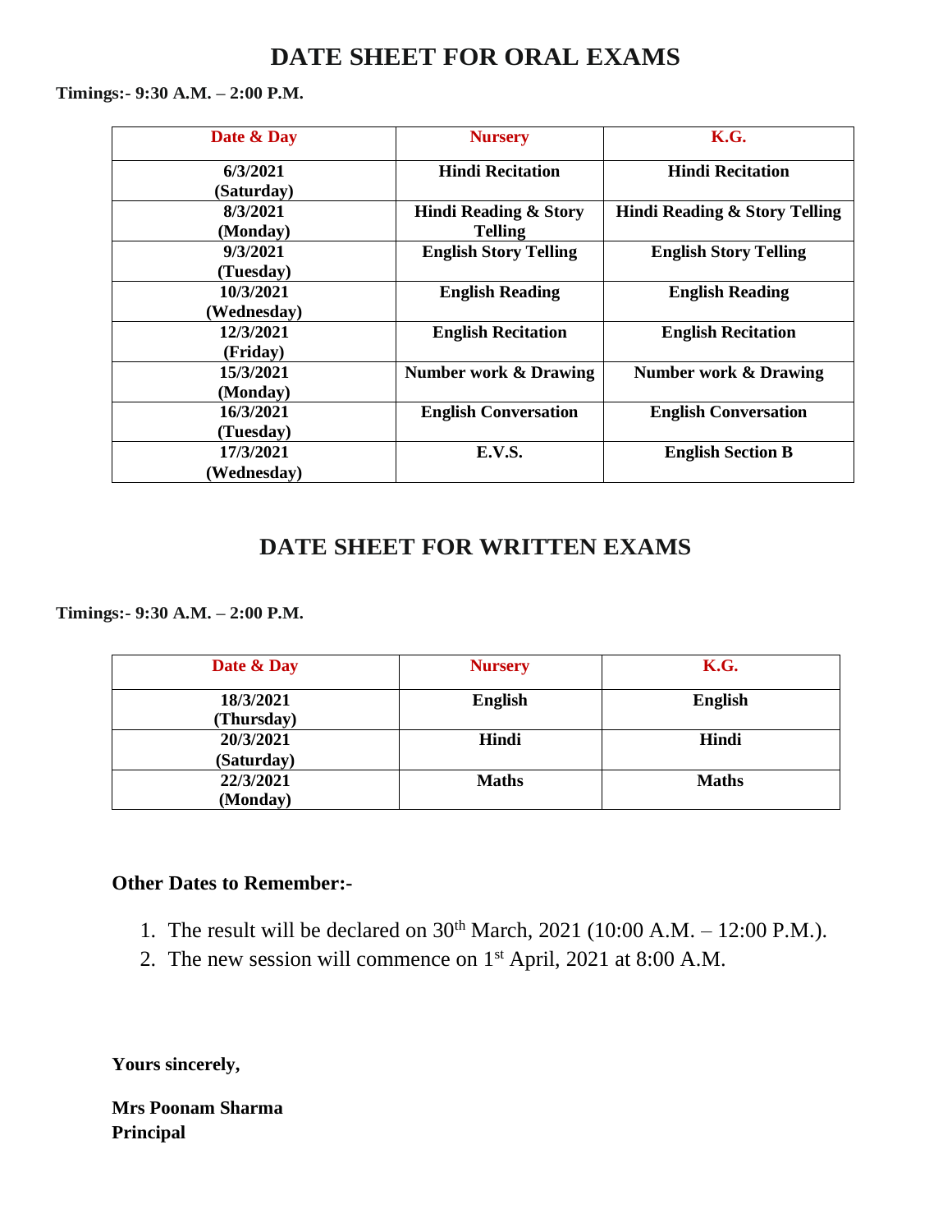# DATE SHEET FOR ORAL EXAMS

**Timings:- 9:30 A.M. – 2:00 P.M.**

| Date & Day | Nursery | K.G. |
|---|---|---|
| 6/3/2021 (Saturday) | Hindi Recitation | Hindi Recitation |
| 8/3/2021 (Monday) | Hindi Reading & Story Telling | Hindi Reading & Story Telling |
| 9/3/2021 (Tuesday) | English Story Telling | English Story Telling |
| 10/3/2021 (Wednesday) | English Reading | English Reading |
| 12/3/2021 (Friday) | English Recitation | English Recitation |
| 15/3/2021 (Monday) | Number work & Drawing | Number work & Drawing |
| 16/3/2021 (Tuesday) | English Conversation | English Conversation |
| 17/3/2021 (Wednesday) | E.V.S. | English Section B |

# DATE SHEET FOR WRITTEN EXAMS

**Timings:- 9:30 A.M. – 2:00 P.M.**

| Date & Day | Nursery | K.G. |
|---|---|---|
| 18/3/2021 (Thursday) | English | English |
| 20/3/2021 (Saturday) | Hindi | Hindi |
| 22/3/2021 (Monday) | Maths | Maths |

**Other Dates to Remember:-**

1. The result will be declared on 30th March, 2021 (10:00 A.M. – 12:00 P.M.).
2. The new session will commence on 1st April, 2021 at 8:00 A.M.

**Yours sincerely,**

**Mrs Poonam Sharma**
**Principal**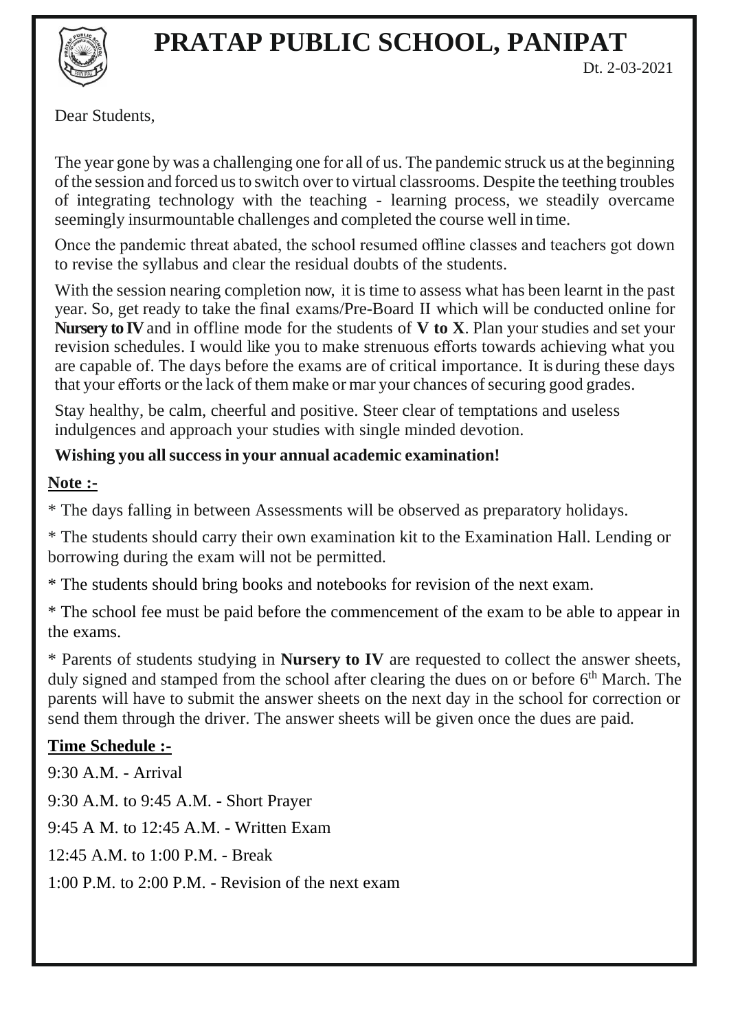# PRATAP PUBLIC SCHOOL, PANIPAT

Dt. 2-03-2021

Dear Students,

The year gone by was a challenging one for all of us. The pandemic struck us at the beginning of the session and forced us to switch over to virtual classrooms. Despite the teething troubles of integrating technology with the teaching - learning process, we steadily overcame seemingly insurmountable challenges and completed the course well in time.

Once the pandemic threat abated, the school resumed offline classes and teachers got down to revise the syllabus and clear the residual doubts of the students.

With the session nearing completion now, it is time to assess what has been learnt in the past year. So, get ready to take the final exams/Pre-Board II which will be conducted online for **Nursery to IV** and in offline mode for the students of **V to X**. Plan your studies and set your revision schedules. I would like you to make strenuous efforts towards achieving what you are capable of. The days before the exams are of critical importance. It is during these days that your efforts or the lack of them make or mar your chances of securing good grades.

Stay healthy, be calm, cheerful and positive. Steer clear of temptations and useless indulgences and approach your studies with single minded devotion.

**Wishing you all success in your annual academic examination!**

**Note :-**

* The days falling in between Assessments will be observed as preparatory holidays.

* The students should carry their own examination kit to the Examination Hall. Lending or borrowing during the exam will not be permitted.

* The students should bring books and notebooks for revision of the next exam.

* The school fee must be paid before the commencement of the exam to be able to appear in the exams.

* Parents of students studying in **Nursery to IV** are requested to collect the answer sheets, duly signed and stamped from the school after clearing the dues on or before 6th March. The parents will have to submit the answer sheets on the next day in the school for correction or send them through the driver. The answer sheets will be given once the dues are paid.

**Time Schedule :-**

9:30 A.M. - Arrival

9:30 A.M. to 9:45 A.M. - Short Prayer

9:45 A M. to 12:45 A.M. - Written Exam

12:45 A.M. to 1:00 P.M. - Break

1:00 P.M. to 2:00 P.M. - Revision of the next exam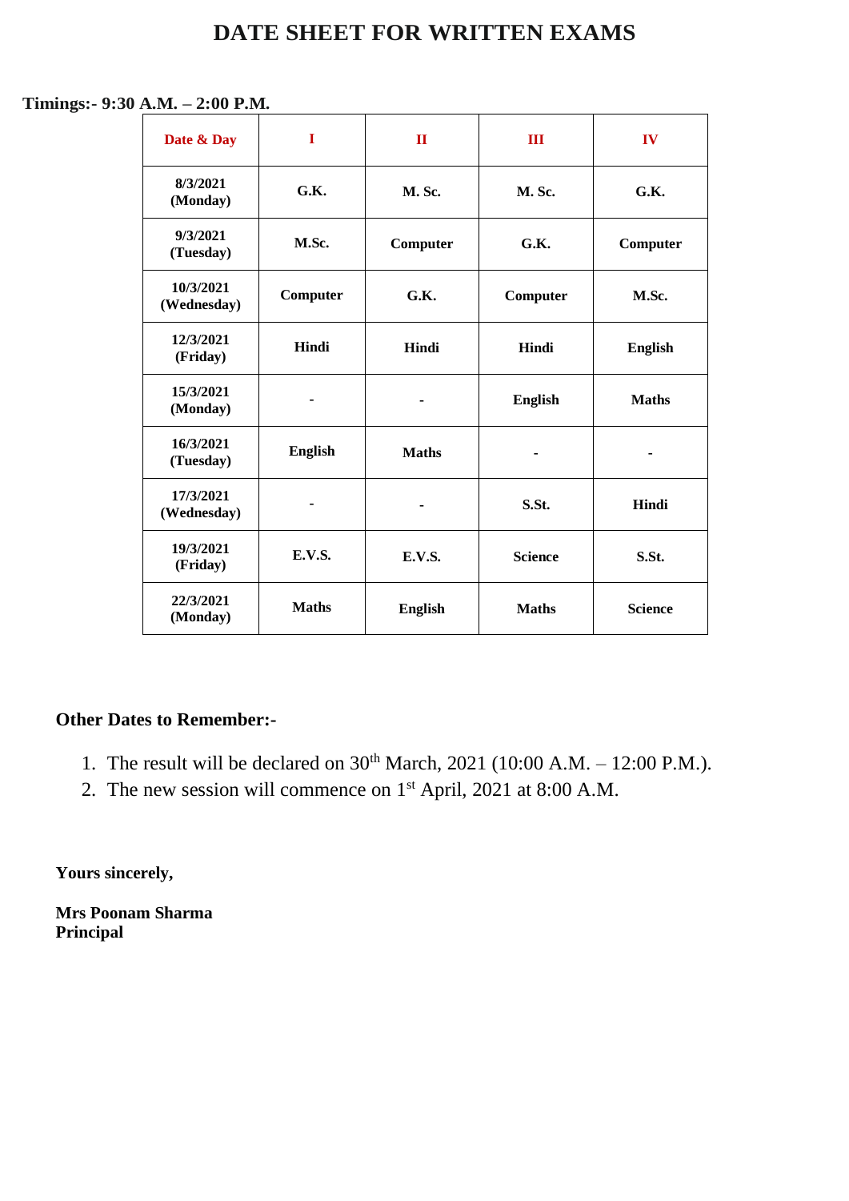# DATE SHEET FOR WRITTEN EXAMS

**Timings:- 9:30 A.M. – 2:00 P.M.**

| Date & Day | I | II | III | IV |
|---|---|---|---|---|
| 8/3/2021 (Monday) | G.K. | M. Sc. | M. Sc. | G.K. |
| 9/3/2021 (Tuesday) | M.Sc. | Computer | G.K. | Computer |
| 10/3/2021 (Wednesday) | Computer | G.K. | Computer | M.Sc. |
| 12/3/2021 (Friday) | Hindi | Hindi | Hindi | English |
| 15/3/2021 (Monday) | - | - | English | Maths |
| 16/3/2021 (Tuesday) | English | Maths | - | - |
| 17/3/2021 (Wednesday) | - | - | S.St. | Hindi |
| 19/3/2021 (Friday) | E.V.S. | E.V.S. | Science | S.St. |
| 22/3/2021 (Monday) | Maths | English | Maths | Science |

**Other Dates to Remember:-**

1. The result will be declared on 30th March, 2021 (10:00 A.M. – 12:00 P.M.).
2. The new session will commence on 1st April, 2021 at 8:00 A.M.

**Yours sincerely,**

**Mrs Poonam Sharma**
**Principal**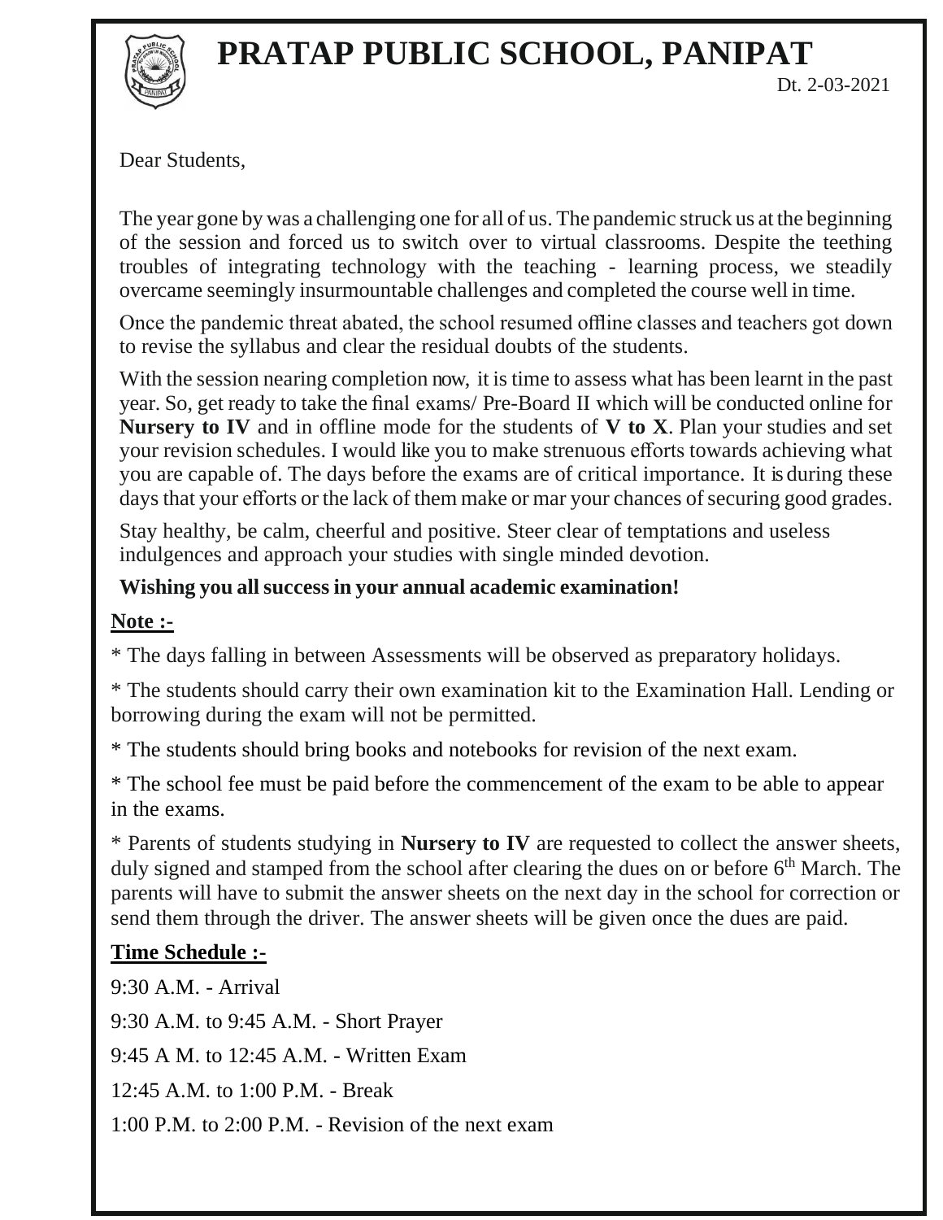# PRATAP PUBLIC SCHOOL, PANIPAT

Dt. 2-03-2021

Dear Students,

The year gone by was a challenging one for all of us. The pandemic struck us at the beginning of the session and forced us to switch over to virtual classrooms. Despite the teething troubles of integrating technology with the teaching - learning process, we steadily overcame seemingly insurmountable challenges and completed the course well in time.

Once the pandemic threat abated, the school resumed offline classes and teachers got down to revise the syllabus and clear the residual doubts of the students.

With the session nearing completion now, it is time to assess what has been learnt in the past year. So, get ready to take the final exams/ Pre-Board II which will be conducted online for **Nursery to IV** and in offline mode for the students of **V to X**. Plan your studies and set your revision schedules. I would like you to make strenuous efforts towards achieving what you are capable of. The days before the exams are of critical importance. It is during these days that your efforts or the lack of them make or mar your chances of securing good grades.

Stay healthy, be calm, cheerful and positive. Steer clear of temptations and useless indulgences and approach your studies with single minded devotion.

**Wishing you all success in your annual academic examination!**

**Note :-**

* The days falling in between Assessments will be observed as preparatory holidays.

* The students should carry their own examination kit to the Examination Hall. Lending or borrowing during the exam will not be permitted.

* The students should bring books and notebooks for revision of the next exam.

* The school fee must be paid before the commencement of the exam to be able to appear in the exams.

* Parents of students studying in **Nursery to IV** are requested to collect the answer sheets, duly signed and stamped from the school after clearing the dues on or before 6th March. The parents will have to submit the answer sheets on the next day in the school for correction or send them through the driver. The answer sheets will be given once the dues are paid.

**Time Schedule :-**

9:30 A.M. - Arrival

9:30 A.M. to 9:45 A.M. - Short Prayer

9:45 A M. to 12:45 A.M. - Written Exam

12:45 A.M. to 1:00 P.M. - Break

1:00 P.M. to 2:00 P.M. - Revision of the next exam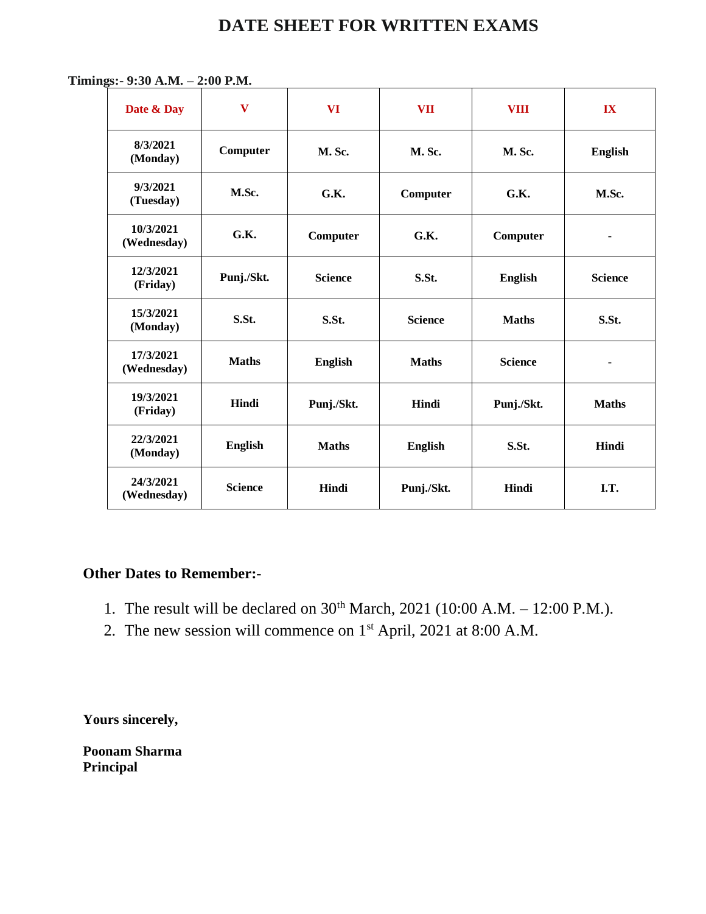# DATE SHEET FOR WRITTEN EXAMS

**Timings:- 9:30 A.M. – 2:00 P.M.**

| Date & Day | V | VI | VII | VIII | IX |
|---|---|---|---|---|---|
| 8/3/2021 (Monday) | Computer | M. Sc. | M. Sc. | M. Sc. | English |
| 9/3/2021 (Tuesday) | M.Sc. | G.K. | Computer | G.K. | M.Sc. |
| 10/3/2021 (Wednesday) | G.K. | Computer | G.K. | Computer | - |
| 12/3/2021 (Friday) | Punj./Skt. | Science | S.St. | English | Science |
| 15/3/2021 (Monday) | S.St. | S.St. | Science | Maths | S.St. |
| 17/3/2021 (Wednesday) | Maths | English | Maths | Science | - |
| 19/3/2021 (Friday) | Hindi | Punj./Skt. | Hindi | Punj./Skt. | Maths |
| 22/3/2021 (Monday) | English | Maths | English | S.St. | Hindi |
| 24/3/2021 (Wednesday) | Science | Hindi | Punj./Skt. | Hindi | I.T. |

**Other Dates to Remember:-**

1. The result will be declared on 30th March, 2021 (10:00 A.M. – 12:00 P.M.).
2. The new session will commence on 1st April, 2021 at 8:00 A.M.

**Yours sincerely,**

**Poonam Sharma**
**Principal**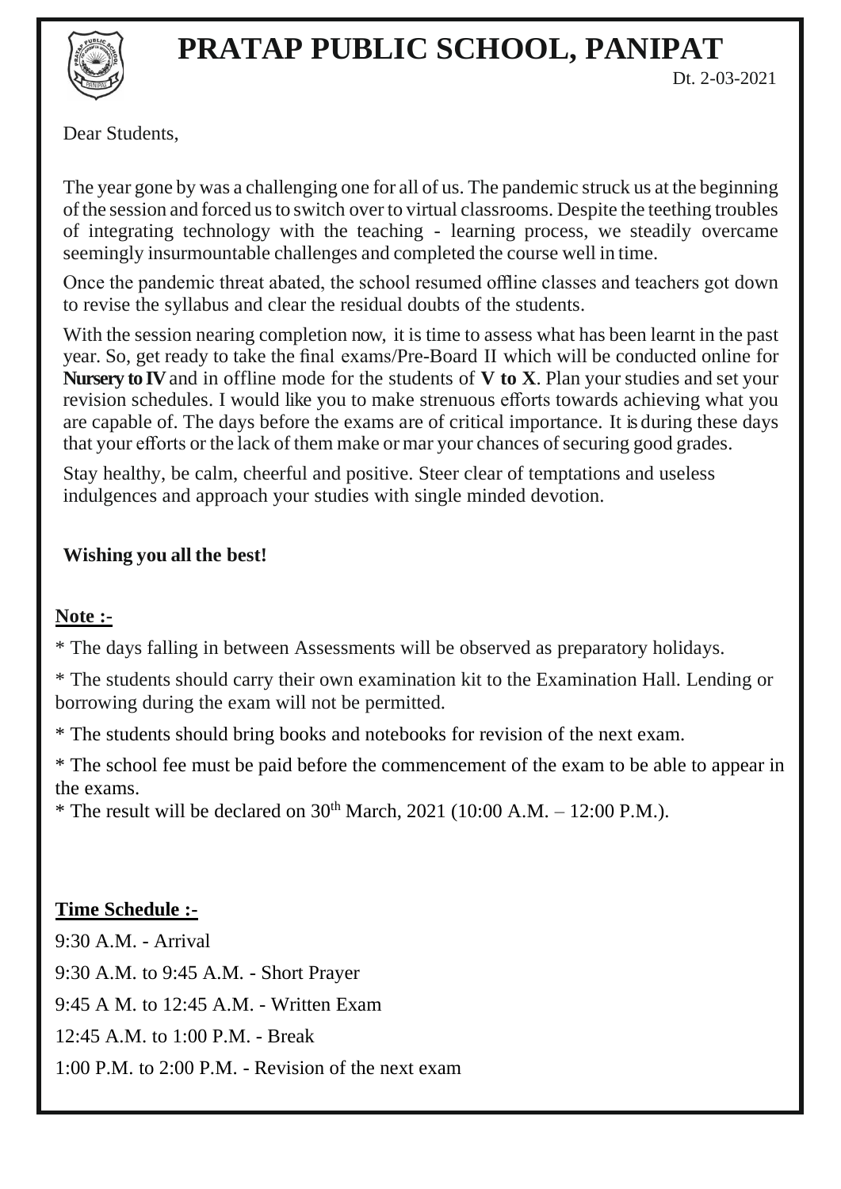# PRATAP PUBLIC SCHOOL, PANIPAT

Dt. 2-03-2021

Dear Students,

The year gone by was a challenging one for all of us. The pandemic struck us at the beginning of the session and forced us to switch over to virtual classrooms. Despite the teething troubles of integrating technology with the teaching - learning process, we steadily overcame seemingly insurmountable challenges and completed the course well in time.

Once the pandemic threat abated, the school resumed offline classes and teachers got down to revise the syllabus and clear the residual doubts of the students.

With the session nearing completion now, it is time to assess what has been learnt in the past year. So, get ready to take the final exams/Pre-Board II which will be conducted online for **Nursery to IV** and in offline mode for the students of **V to X**. Plan your studies and set your revision schedules. I would like you to make strenuous efforts towards achieving what you are capable of. The days before the exams are of critical importance. It is during these days that your efforts or the lack of them make or mar your chances of securing good grades.

Stay healthy, be calm, cheerful and positive. Steer clear of temptations and useless indulgences and approach your studies with single minded devotion.

**Wishing you all the best!**

**Note :-**

* The days falling in between Assessments will be observed as preparatory holidays.

* The students should carry their own examination kit to the Examination Hall. Lending or borrowing during the exam will not be permitted.

* The students should bring books and notebooks for revision of the next exam.

* The school fee must be paid before the commencement of the exam to be able to appear in the exams.

* The result will be declared on 30th March, 2021 (10:00 A.M. – 12:00 P.M.).

**Time Schedule :-**

9:30 A.M. - Arrival

9:30 A.M. to 9:45 A.M. - Short Prayer

9:45 A M. to 12:45 A.M. - Written Exam

12:45 A.M. to 1:00 P.M. - Break

1:00 P.M. to 2:00 P.M. - Revision of the next exam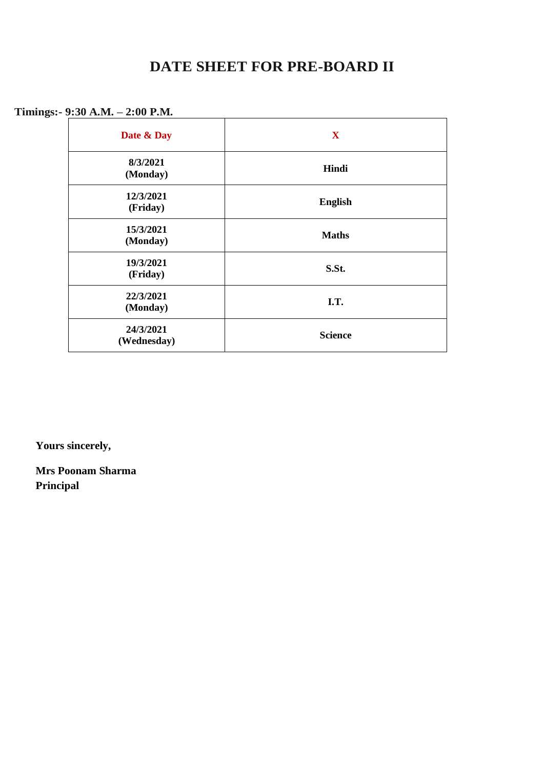# DATE SHEET FOR PRE-BOARD II

**Timings:- 9:30 A.M. – 2:00 P.M.**

| Date & Day | X |
|---|---|
| 8/3/2021 (Monday) | Hindi |
| 12/3/2021 (Friday) | English |
| 15/3/2021 (Monday) | Maths |
| 19/3/2021 (Friday) | S.St. |
| 22/3/2021 (Monday) | I.T. |
| 24/3/2021 (Wednesday) | Science |

**Yours sincerely,**

**Mrs Poonam Sharma**
**Principal**